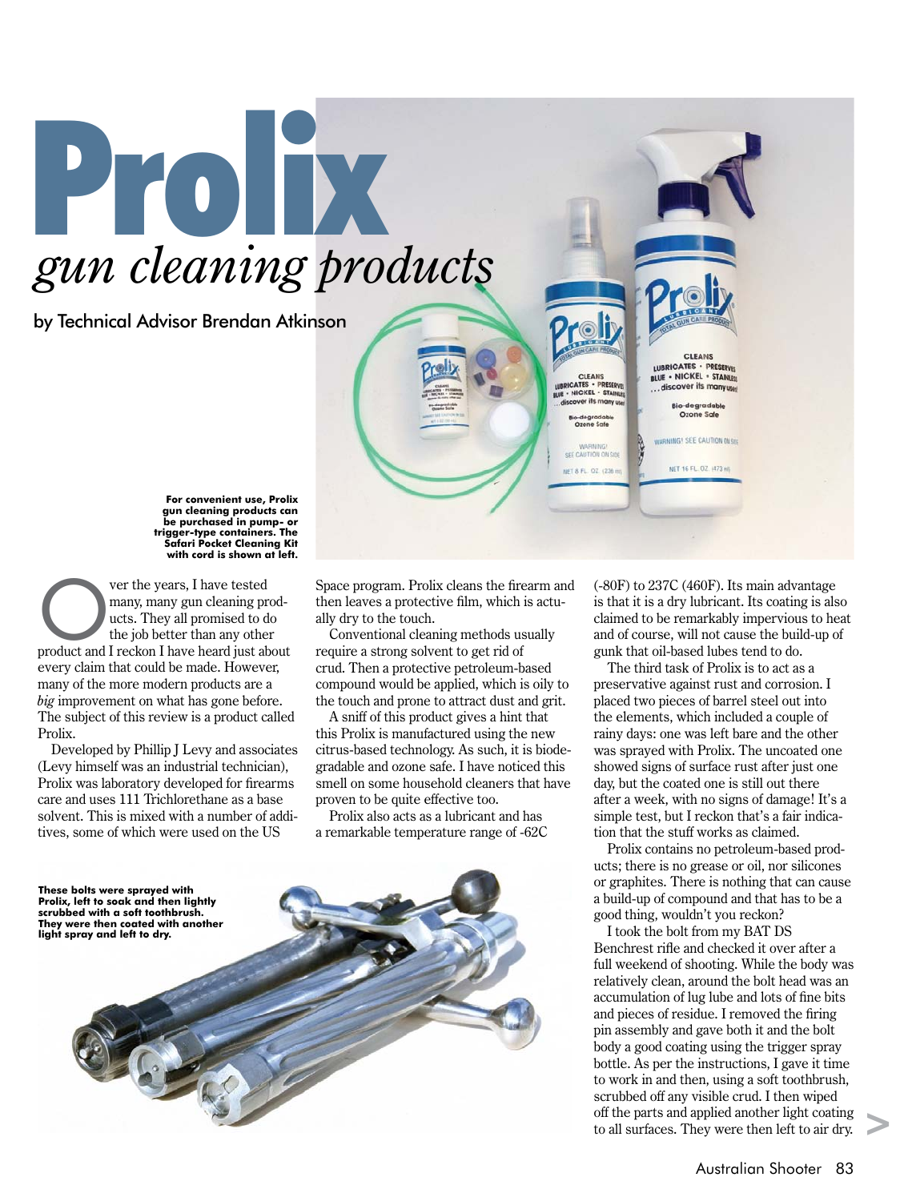# Prolix

## *gun cleaning products*

by Technical Advisor Brendan Atkinson

**For convenient use, Prolix gun cleaning products can be purchased in pump- or trigger-type containers. The Safari Pocket Cleaning Kit with cord is shown at left.**

Over the years, I have tested many, many gun cleaning products. They all promised to do the job better than any other product and I reckon I have heard just about every claim that could be made. However, many of the more modern products are a *big* improvement on what has gone before. The subject of this review is a product called Prolix.

Developed by Phillip J Levy and associates (Levy himself was an industrial technician), Prolix was laboratory developed for firearms care and uses 111 Trichlorethane as a base solvent. This is mixed with a number of additives, some of which were used on the US Space program. Prolix cleans the firearm and then leaves a protective film, which is actually dry to the touch.

Conventional cleaning methods usually require a strong solvent to get rid of crud. Then a protective petroleum-based compound would be applied, which is oily to the touch and prone to attract dust and grit.

A sniff of this product gives a hint that this Prolix is manufactured using the new citrus-based technology. As such, it is biodegradable and ozone safe. I have noticed this smell on some household cleaners that have proven to be quite effective too.

Prolix also acts as a lubricant and has a remarkable temperature range of -62C (-80F) to 237C (460F). Its main advantage is that it is a dry lubricant. Its coating is also claimed to be remarkably impervious to heat and of course, will not cause the build-up of gunk that oil-based lubes tend to do.

The third task of Prolix is to act as a preservative against rust and corrosion. I placed two pieces of barrel steel out into the elements, which included a couple of rainy days: one was left bare and the other was sprayed with Prolix. The uncoated one showed signs of surface rust after just one day, but the coated one is still out there after a week, with no signs of damage! It's a simple test, but I reckon that's a fair indication that the stuff works as claimed.

Prolix contains no petroleum-based products; there is no grease or oil, nor silicones or graphites. There is nothing that can cause a build-up of compound and that has to be a good thing, wouldn't you reckon?

I took the bolt from my BAT DS Benchrest rifle and checked it over after a full weekend of shooting. While the body was relatively clean, around the bolt head was an accumulation of lug lube and lots of fine bits and pieces of residue. I removed the firing pin assembly and gave both it and the bolt body a good coating using the trigger spray bottle. As per the instructions, I gave it time to work in and then, using a soft toothbrush, scrubbed off any visible crud. I then wiped off the parts and applied another light coating to all surfaces. They were then left to air dry.

**These bolts were sprayed with Prolix, left to soak and then lightly scrubbed with a soft toothbrush. They were then coated with another light spray and left to dry.**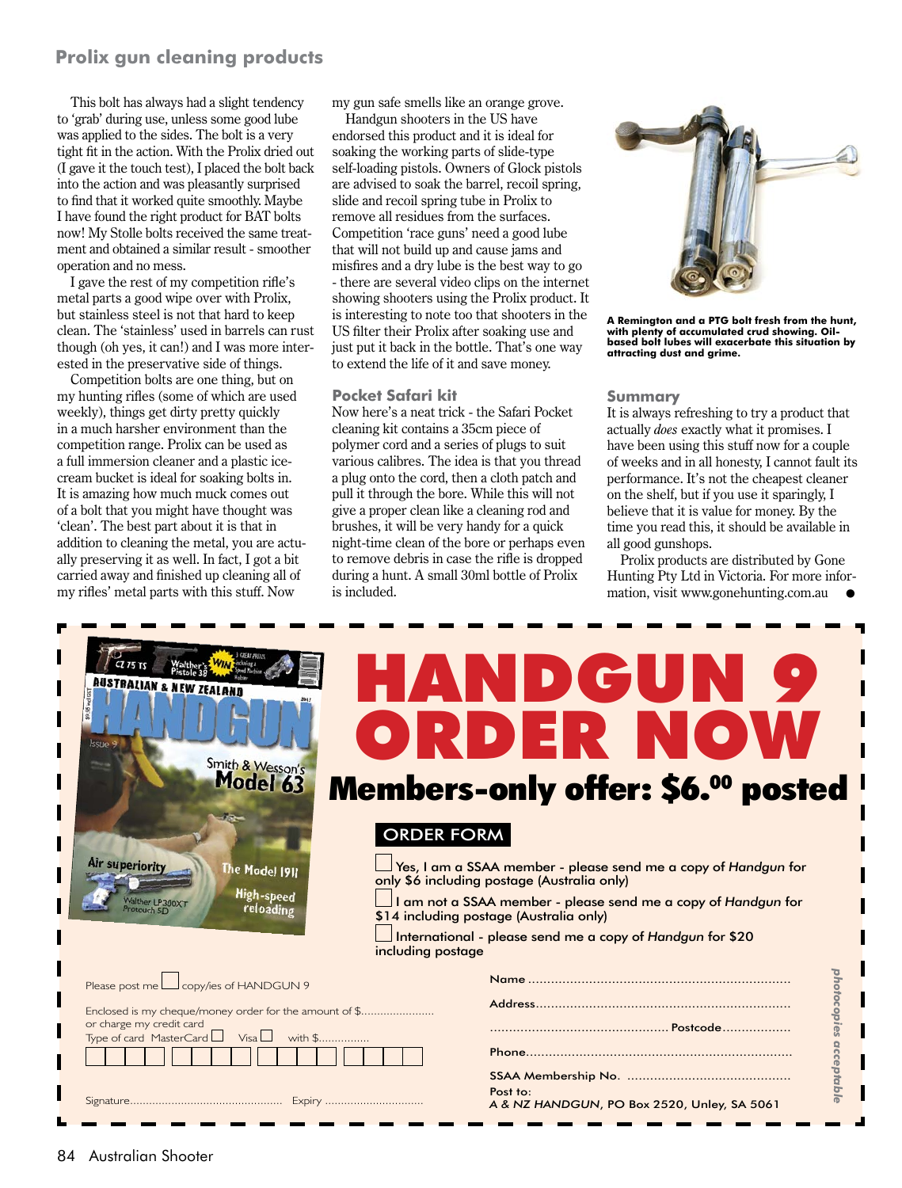## Prolix gun cleaning products

This bolt has always had a slight tendency to 'grab' during use, unless some good lube was applied to the sides. The bolt is a very tight fit in the action. With the Prolix dried out (I gave it the touch test), I placed the bolt back into the action and was pleasantly surprised to find that it worked quite smoothly. Maybe I have found the right product for BAT bolts now! My Stolle bolts received the same treatment and obtained a similar result - smoother operation and no mess.

I gave the rest of my competition rifle's metal parts a good wipe over with Prolix, but stainless steel is not that hard to keep clean. The 'stainless' used in barrels can rust though (oh yes, it can!) and I was more interested in the preservative side of things.

Competition bolts are one thing, but on my hunting rifles (some of which are used weekly), things get dirty pretty quickly in a much harsher environment than the competition range. Prolix can be used as a full immersion cleaner and a plastic ice-cream bucket is ideal for soaking bolts in. It is amazing how much muck comes out of a bolt that you might have thought was 'clean'. The best part about it is that in addition to cleaning the metal, you are actually preserving it as well. In fact, I got a bit carried away and finished up cleaning all of my rifles' metal parts with this stuff. Now my gun safe smells like an orange grove.

Handgun shooters in the US have endorsed this product and it is ideal for soaking the working parts of slide-type self-loading pistols. Owners of Glock pistols are advised to soak the barrel, recoil spring, slide and recoil spring tube in Prolix to remove all residues from the surfaces. Competition 'race guns' need a good lube that will not build up and cause jams and misfires and a dry lube is the best way to go - there are several video clips on the internet showing shooters using the Prolix product. It is interesting to note too that shooters in the US filter their Prolix after soaking use and just put it back in the bottle. That's one way to extend the life of it and save money.

### Pocket Safari kit

Now here's a neat trick - the Safari Pocket cleaning kit contains a 35cm piece of polymer cord and a series of plugs to suit various calibres. The idea is that you thread a plug onto the cord, then a cloth patch and pull it through the bore. While this will not give a proper clean like a cleaning rod and brushes, it will be very handy for a quick night-time clean of the bore or perhaps even to remove debris in case the rifle is dropped during a hunt. A small 30ml bottle of Prolix is included.

**A Remington and a PTG bolt fresh from the hunt, with plenty of accumulated crud showing. Oil-based bolt lubes will exacerbate this situation by attracting dust and grime.**

### Summary

It is always refreshing to try a product that actually *does* exactly what it promises. I have been using this stuff now for a couple of weeks and in all honesty, I cannot fault its performance. It's not the cheapest cleaner on the shelf, but if you use it sparingly, I believe that it is value for money. By the time you read this, it should be available in all good gunshops.

Prolix products are distributed by Gone Hunting Pty Ltd in Victoria. For more information, visit www.gonehunting.com.au ●

---

# HANDGUN 9 ORDER NOW

## Members-only offer: $6.00 posted

**ORDER FORM**

☐ Yes, I am a SSAA member - please send me a copy of *Handgun* for only $6 including postage (Australia only)

☐ I am not a SSAA member - please send me a copy of *Handgun* for $14 including postage (Australia only)

☐ International - please send me a copy of *Handgun* for $20 including postage

Please post me ☐ copy/ies of HANDGUN 9

Enclosed is my cheque/money order for the amount of $......................
or charge my credit card
Type of card MasterCard ☐ Visa ☐ with $................

Signature................................................ Expiry ...............................

Name ....................................................................

Address..................................................................

.............................................. Postcode..................

Phone.....................................................................

SSAA Membership No. ...........................................

Post to:
*A & NZ HANDGUN*, PO Box 2520, Unley, SA 5061

*photocopies acceptable*